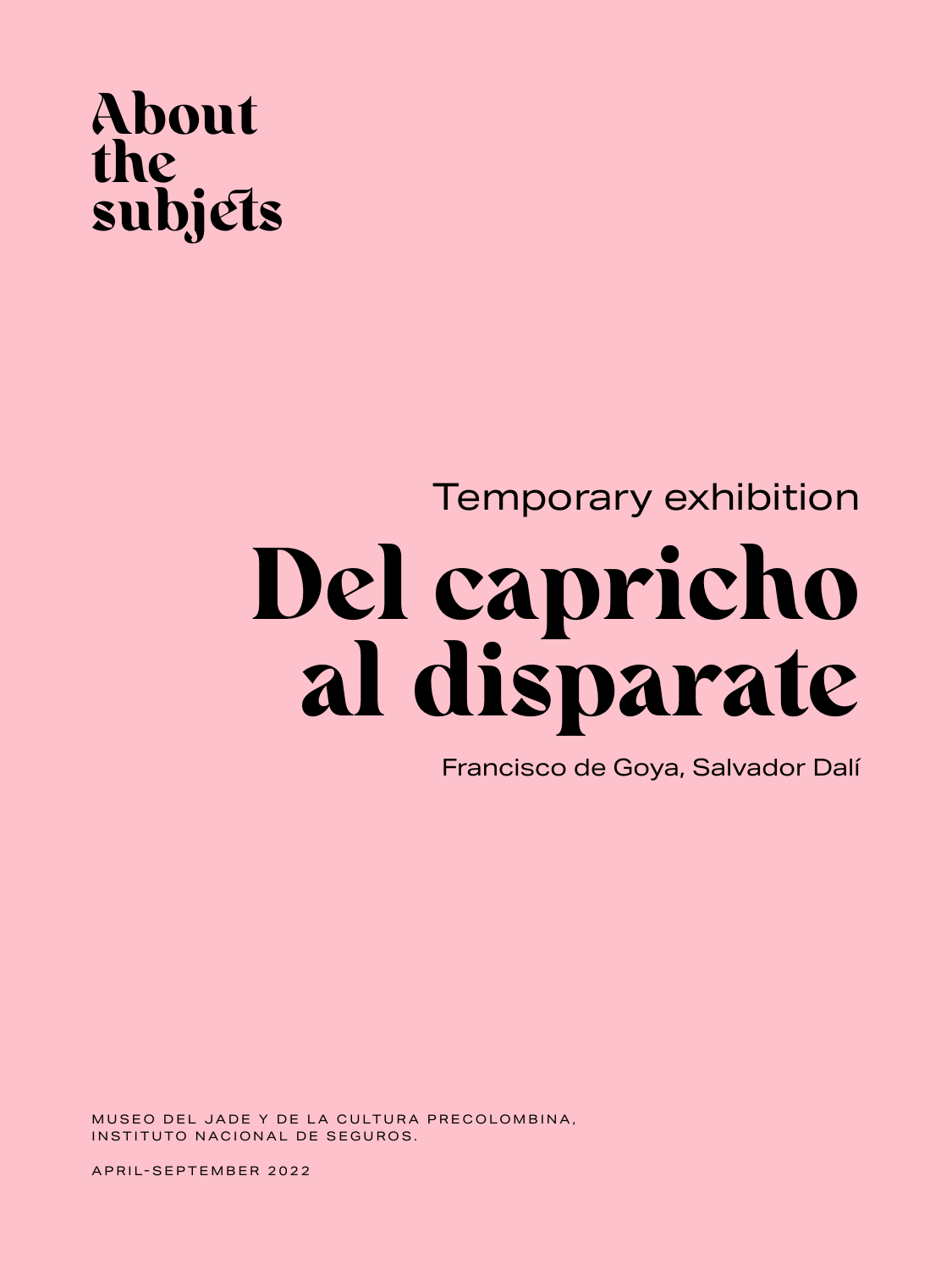About the subjets

Temporary exhibition

# Del capricho al disparate

Francisco de Goya, Salvador Dalí

MUSEO DEL JADE Y DE LA CULTURA PRECOLOMBINA,
INSTITUTO NACIONAL DE SEGUROS.

APRIL-SEPTEMBER 2022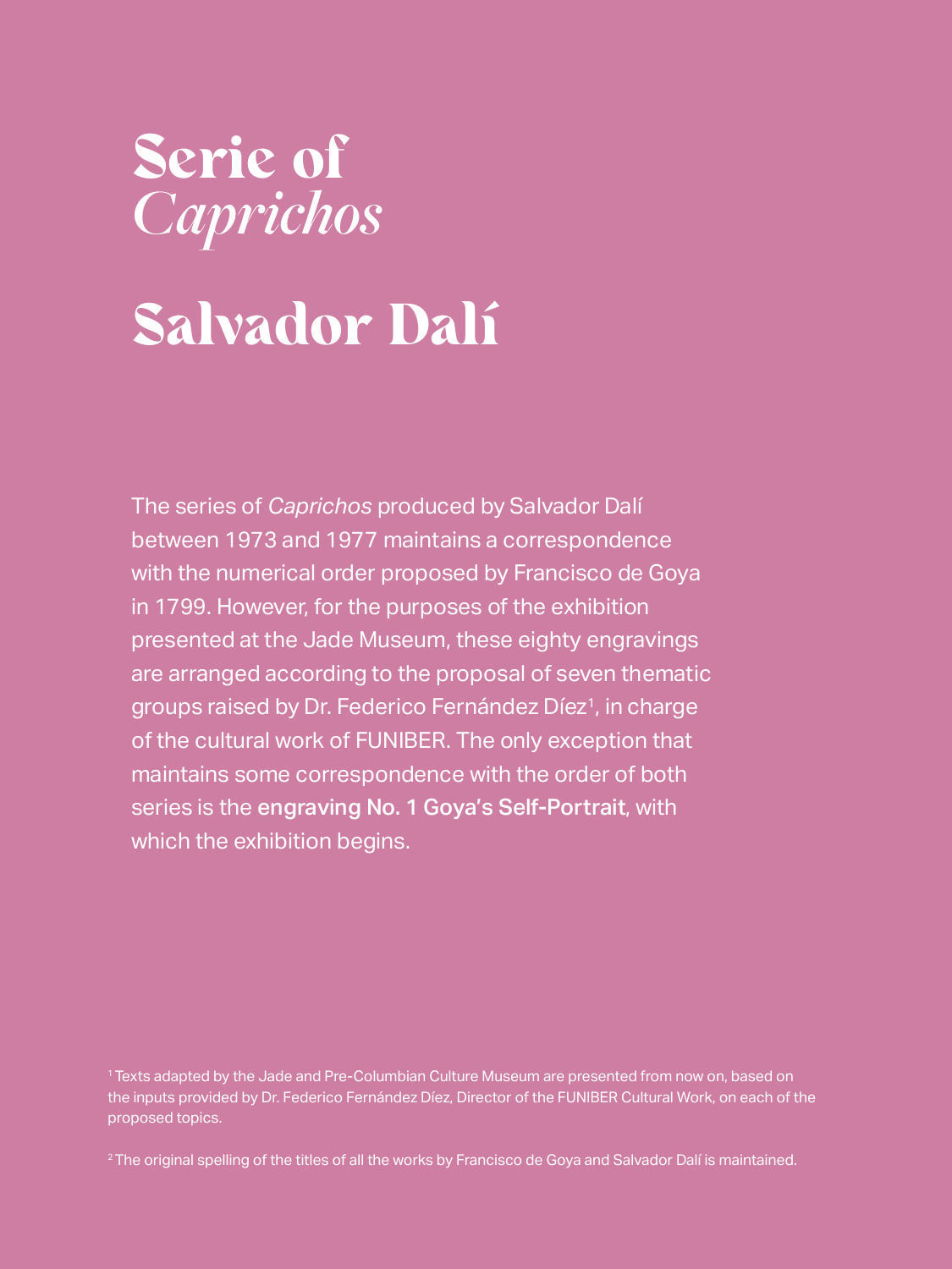# Serie of *Caprichos*

# Salvador Dalí

The series of *Caprichos* produced by Salvador Dalí between 1973 and 1977 maintains a correspondence with the numerical order proposed by Francisco de Goya in 1799. However, for the purposes of the exhibition presented at the Jade Museum, these eighty engravings are arranged according to the proposal of seven thematic groups raised by Dr. Federico Fernández Díez[1], in charge of the cultural work of FUNIBER. The only exception that maintains some correspondence with the order of both series is the **engraving No. 1 Goya's Self-Portrait**, with which the exhibition begins.

[1] Texts adapted by the Jade and Pre-Columbian Culture Museum are presented from now on, based on the inputs provided by Dr. Federico Fernández Díez, Director of the FUNIBER Cultural Work, on each of the proposed topics.

[2] The original spelling of the titles of all the works by Francisco de Goya and Salvador Dalí is maintained.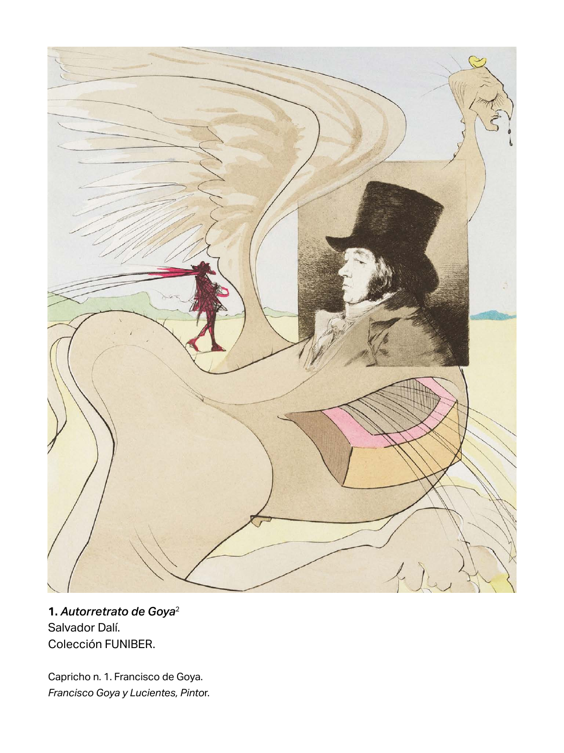**1.** ***Autorretrato de Goya***[2]
Salvador Dalí.
Colección FUNIBER.

Capricho n. 1. Francisco de Goya.
*Francisco Goya y Lucientes, Pintor*.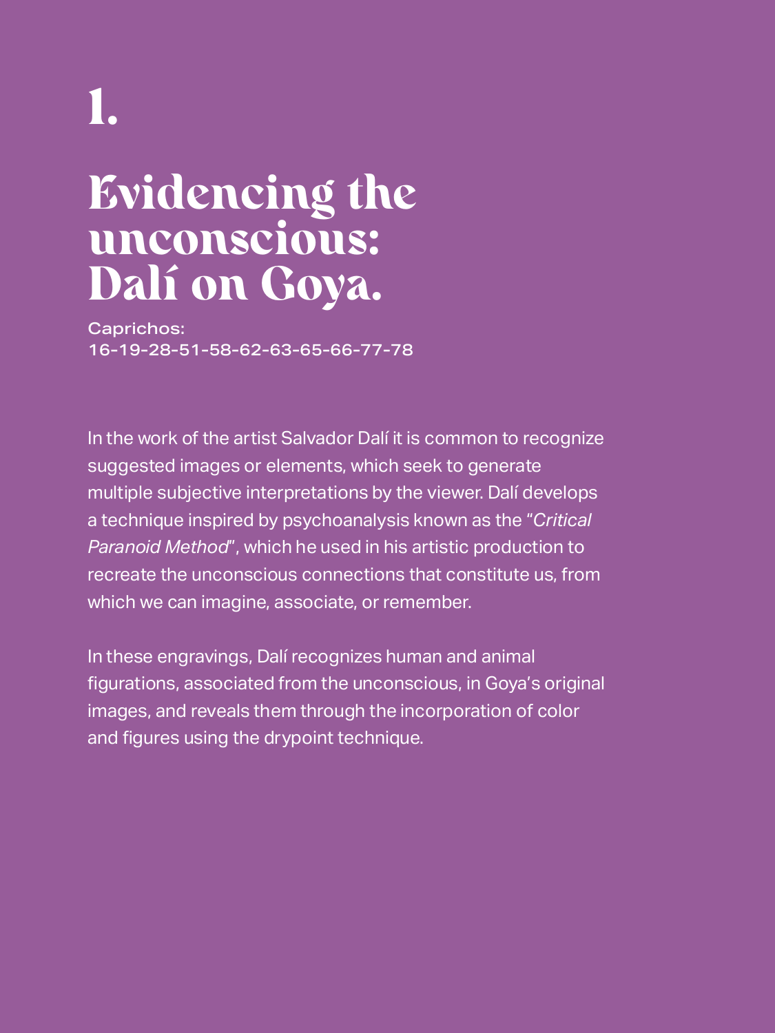# 1.

# Evidencing the unconscious: Dalí on Goya.

Caprichos:
16-19-28-51-58-62-63-65-66-77-78

In the work of the artist Salvador Dalí it is common to recognize suggested images or elements, which seek to generate multiple subjective interpretations by the viewer. Dalí develops a technique inspired by psychoanalysis known as the "*Critical Paranoid Method*", which he used in his artistic production to recreate the unconscious connections that constitute us, from which we can imagine, associate, or remember.

In these engravings, Dalí recognizes human and animal figurations, associated from the unconscious, in Goya's original images, and reveals them through the incorporation of color and figures using the drypoint technique.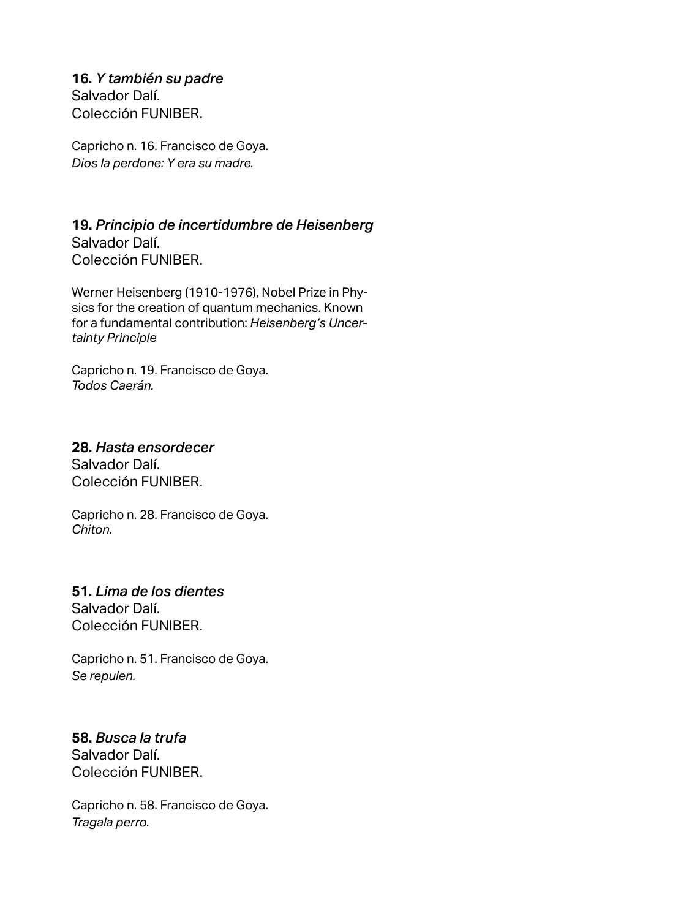**16.** *Y también su padre*
Salvador Dalí.
Colección FUNIBER.

Capricho n. 16. Francisco de Goya.
*Dios la perdone: Y era su madre.*

**19.** *Principio de incertidumbre de Heisenberg*
Salvador Dalí.
Colección FUNIBER.

Werner Heisenberg (1910-1976), Nobel Prize in Physics for the creation of quantum mechanics. Known for a fundamental contribution: *Heisenberg's Uncertainty Principle*

Capricho n. 19. Francisco de Goya.
*Todos Caerán.*

**28.** *Hasta ensordecer*
Salvador Dalí.
Colección FUNIBER.

Capricho n. 28. Francisco de Goya.
*Chiton.*

**51.** *Lima de los dientes*
Salvador Dalí.
Colección FUNIBER.

Capricho n. 51. Francisco de Goya.
*Se repulen.*

**58.** *Busca la trufa*
Salvador Dalí.
Colección FUNIBER.

Capricho n. 58. Francisco de Goya.
*Tragala perro.*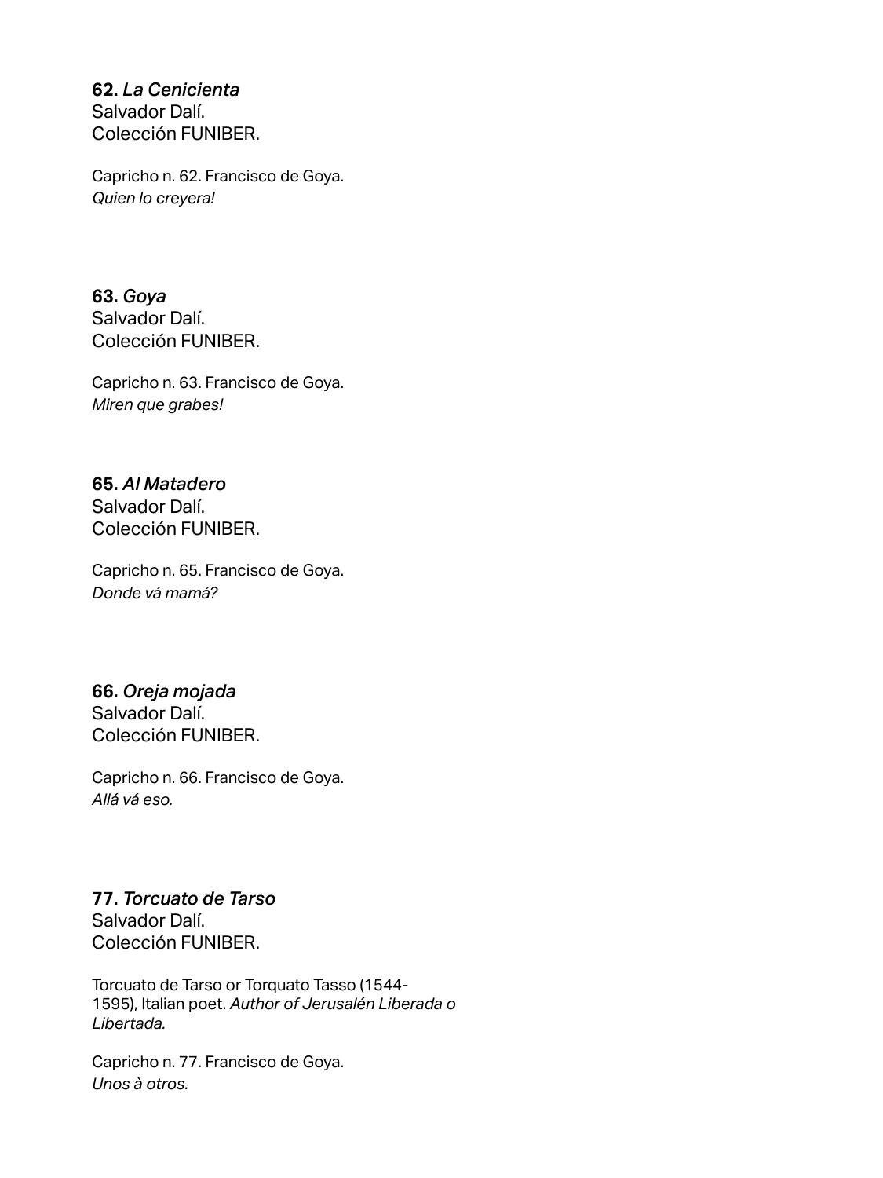**62.** *La Cenicienta*
Salvador Dalí.
Colección FUNIBER.

Capricho n. 62. Francisco de Goya.
*Quien lo creyera!*

**63.** *Goya*
Salvador Dalí.
Colección FUNIBER.

Capricho n. 63. Francisco de Goya.
*Miren que grabes!*

**65.** *Al Matadero*
Salvador Dalí.
Colección FUNIBER.

Capricho n. 65. Francisco de Goya.
*Donde vá mamá?*

**66.** *Oreja mojada*
Salvador Dalí.
Colección FUNIBER.

Capricho n. 66. Francisco de Goya.
*Allá vá eso.*

**77.** *Torcuato de Tarso*
Salvador Dalí.
Colección FUNIBER.

Torcuato de Tarso or Torquato Tasso (1544-1595), Italian poet. *Author of Jerusalén Liberada o Libertada.*

Capricho n. 77. Francisco de Goya.
*Unos à otros.*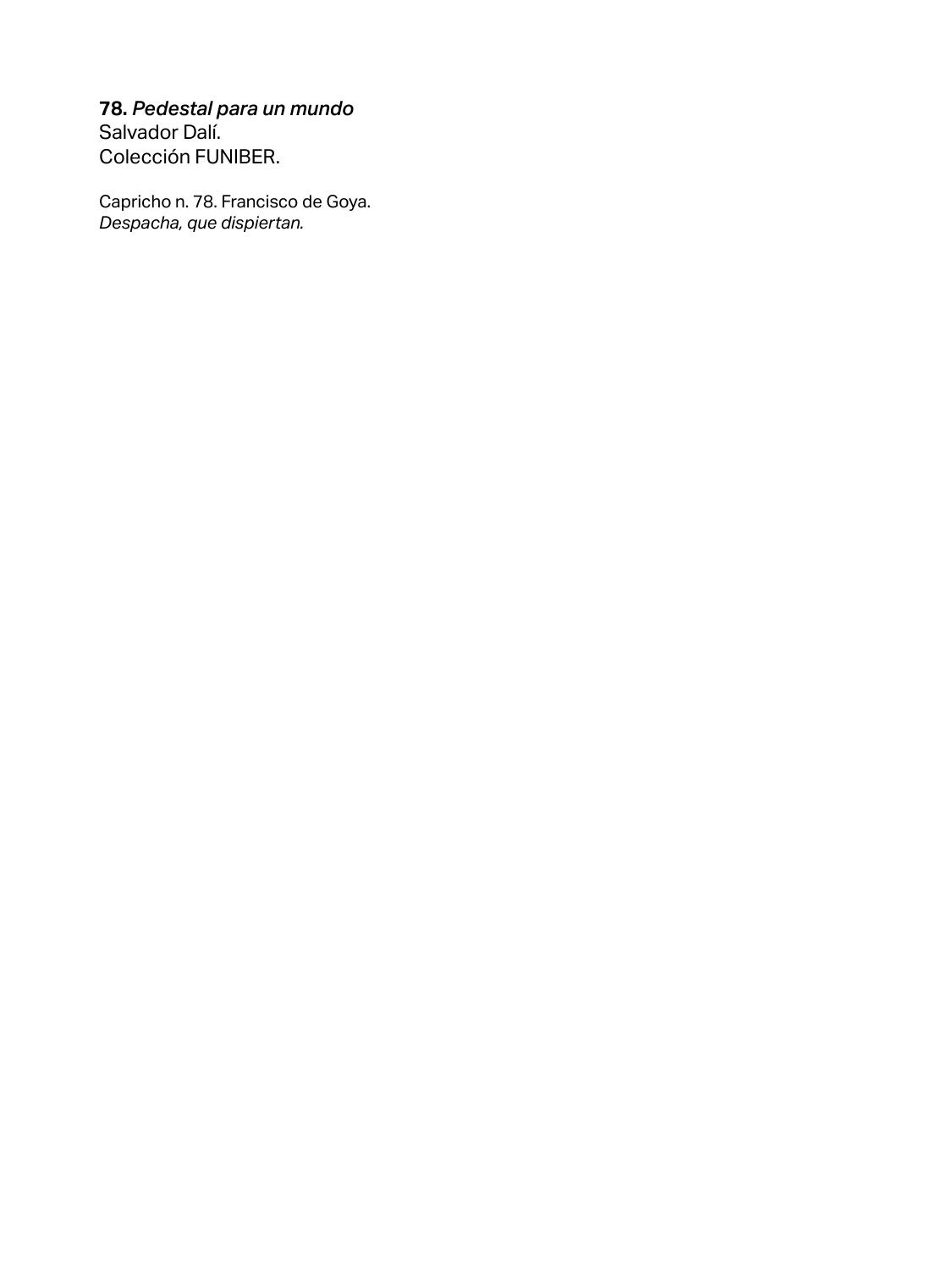**78.** *Pedestal para un mundo*
Salvador Dalí.
Colección FUNIBER.

Capricho n. 78. Francisco de Goya.
*Despacha, que dispiertan.*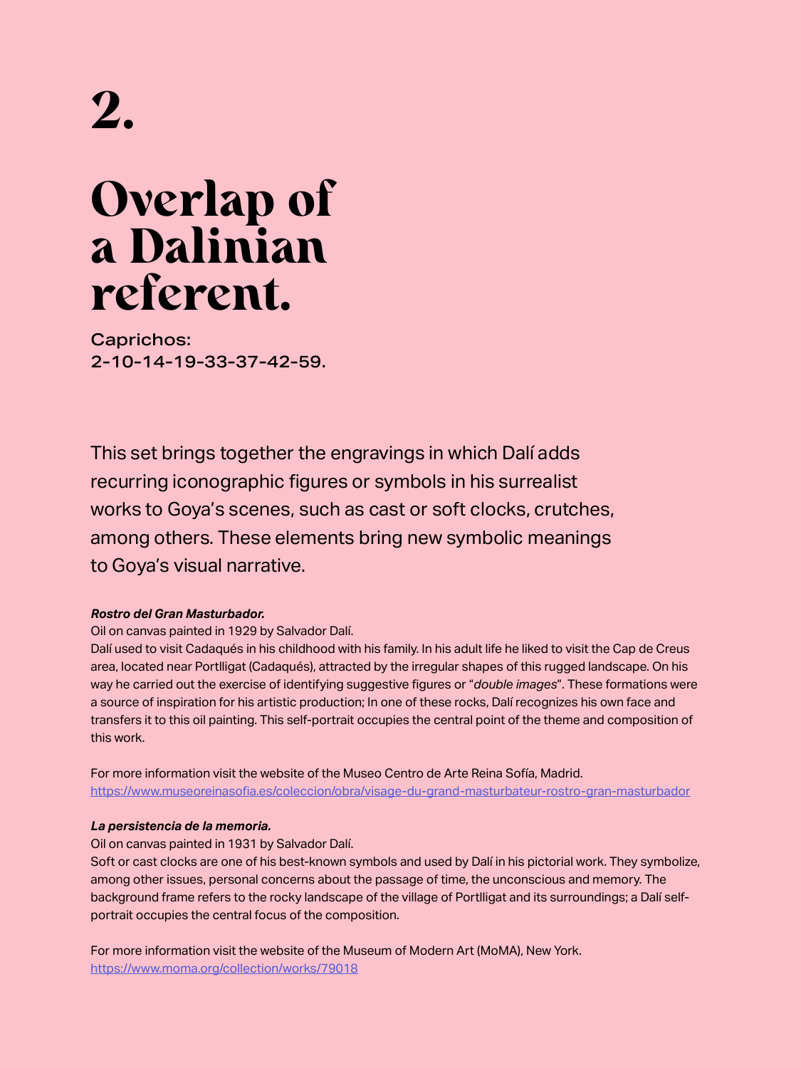# 2.

# Overlap of a Dalinian referent.

Caprichos:
2-10-14-19-33-37-42-59.

This set brings together the engravings in which Dalí adds recurring iconographic figures or symbols in his surrealist works to Goya's scenes, such as cast or soft clocks, crutches, among others. These elements bring new symbolic meanings to Goya's visual narrative.

***Rostro del Gran Masturbador.***

Oil on canvas painted in 1929 by Salvador Dalí.

Dalí used to visit Cadaqués in his childhood with his family. In his adult life he liked to visit the Cap de Creus area, located near Portlligat (Cadaqués), attracted by the irregular shapes of this rugged landscape. On his way he carried out the exercise of identifying suggestive figures or "*double images*". These formations were a source of inspiration for his artistic production; In one of these rocks, Dalí recognizes his own face and transfers it to this oil painting. This self-portrait occupies the central point of the theme and composition of this work.

For more information visit the website of the Museo Centro de Arte Reina Sofía, Madrid.
https://www.museoreinasofia.es/coleccion/obra/visage-du-grand-masturbateur-rostro-gran-masturbador

***La persistencia de la memoria.***

Oil on canvas painted in 1931 by Salvador Dalí.

Soft or cast clocks are one of his best-known symbols and used by Dalí in his pictorial work. They symbolize, among other issues, personal concerns about the passage of time, the unconscious and memory. The background frame refers to the rocky landscape of the village of Portlligat and its surroundings; a Dalí self-portrait occupies the central focus of the composition.

For more information visit the website of the Museum of Modern Art (MoMA), New York.
https://www.moma.org/collection/works/79018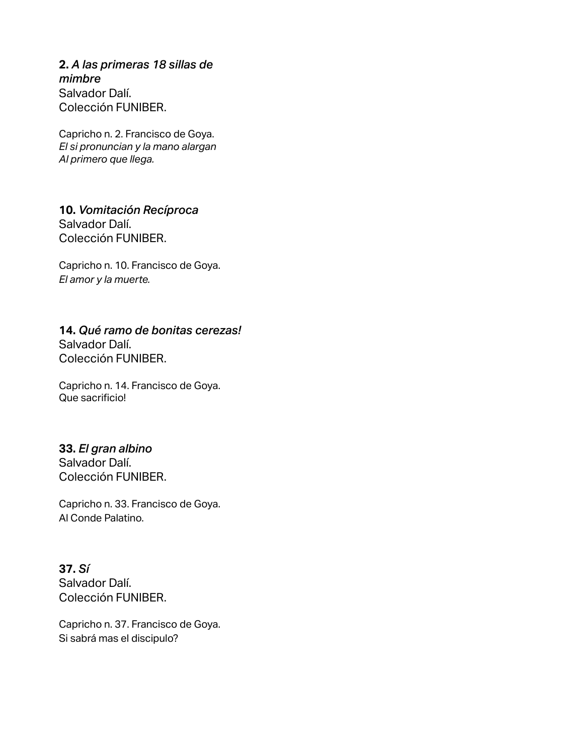**2.** ***A las primeras 18 sillas de mimbre***
Salvador Dalí.
Colección FUNIBER.

Capricho n. 2. Francisco de Goya.
*El si pronuncian y la mano alargan*
*Al primero que llega.*

**10.** ***Vomitación Recíproca***
Salvador Dalí.
Colección FUNIBER.

Capricho n. 10. Francisco de Goya.
*El amor y la muerte.*

**14.** ***Qué ramo de bonitas cerezas!***
Salvador Dalí.
Colección FUNIBER.

Capricho n. 14. Francisco de Goya.
Que sacrificio!

**33.** ***El gran albino***
Salvador Dalí.
Colección FUNIBER.

Capricho n. 33. Francisco de Goya.
Al Conde Palatino.

**37.** ***Sí***
Salvador Dalí.
Colección FUNIBER.

Capricho n. 37. Francisco de Goya.
Si sabrá mas el discipulo?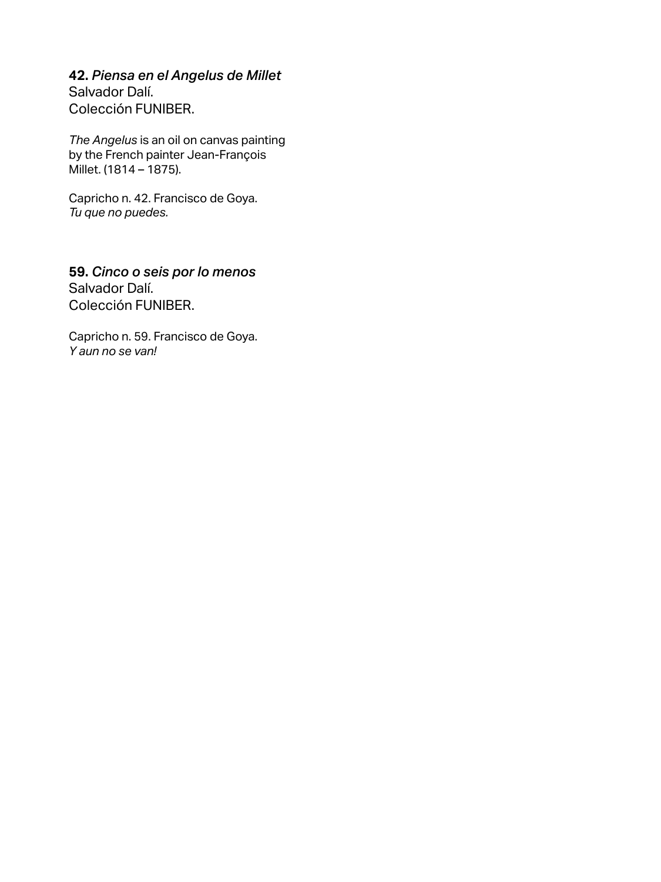**42.** ***Piensa en el Angelus de Millet***
Salvador Dalí.
Colección FUNIBER.

*The Angelus* is an oil on canvas painting by the French painter Jean-François Millet. (1814 – 1875).

Capricho n. 42. Francisco de Goya.
*Tu que no puedes.*

**59.** ***Cinco o seis por lo menos***
Salvador Dalí.
Colección FUNIBER.

Capricho n. 59. Francisco de Goya.
*Y aun no se van!*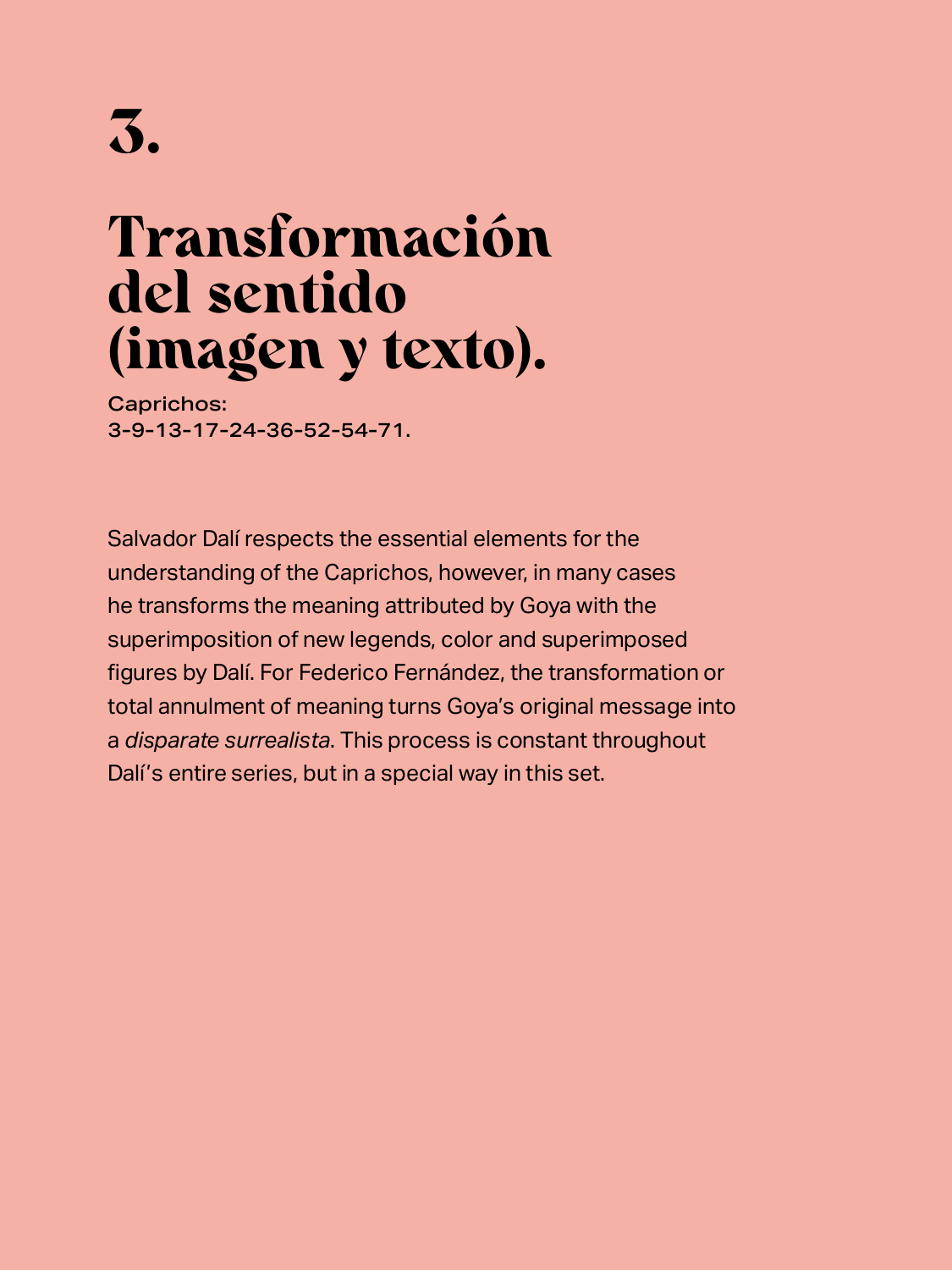# 3.

# Transformación del sentido (imagen y texto).

Caprichos:
3-9-13-17-24-36-52-54-71.

Salvador Dalí respects the essential elements for the understanding of the Caprichos, however, in many cases he transforms the meaning attributed by Goya with the superimposition of new legends, color and superimposed figures by Dalí. For Federico Fernández, the transformation or total annulment of meaning turns Goya's original message into a *disparate surrealista*. This process is constant throughout Dalí's entire series, but in a special way in this set.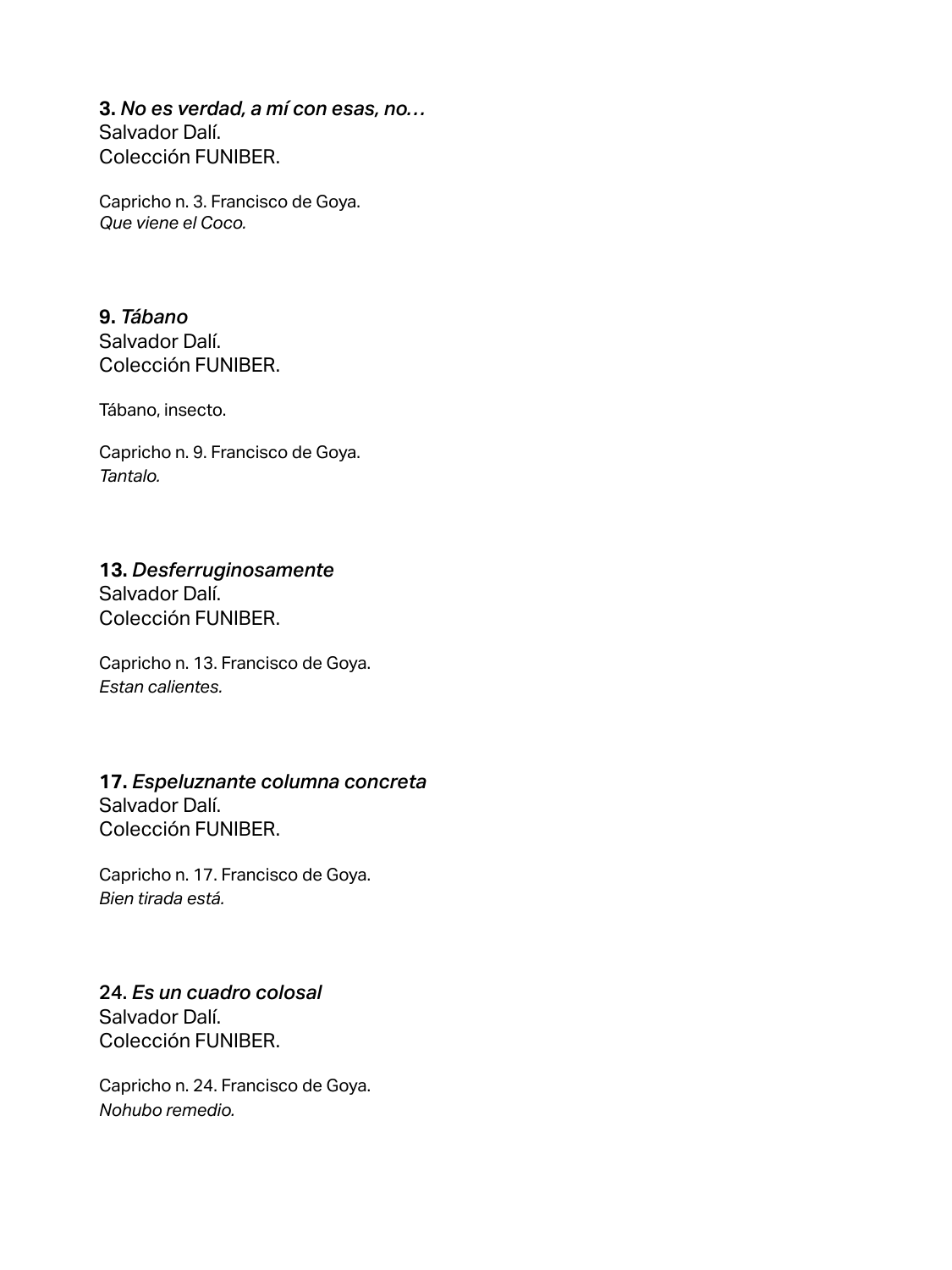**3.** *No es verdad, a mí con esas, no…*
Salvador Dalí.
Colección FUNIBER.

Capricho n. 3. Francisco de Goya.
*Que viene el Coco.*

**9.** *Tábano*
Salvador Dalí.
Colección FUNIBER.

Tábano, insecto.

Capricho n. 9. Francisco de Goya.
*Tantalo.*

**13.** *Desferruginosamente*
Salvador Dalí.
Colección FUNIBER.

Capricho n. 13. Francisco de Goya.
*Estan calientes.*

**17.** *Espeluznante columna concreta*
Salvador Dalí.
Colección FUNIBER.

Capricho n. 17. Francisco de Goya.
*Bien tirada está.*

**24.** *Es un cuadro colosal*
Salvador Dalí.
Colección FUNIBER.

Capricho n. 24. Francisco de Goya.
*Nohubo remedio.*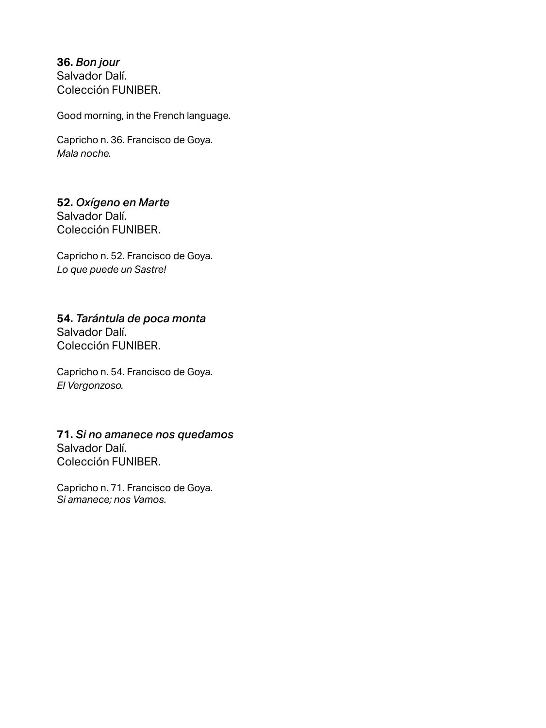**36.** *Bon jour*
Salvador Dalí.
Colección FUNIBER.

Good morning, in the French language.

Capricho n. 36. Francisco de Goya.
*Mala noche.*

**52.** *Oxígeno en Marte*
Salvador Dalí.
Colección FUNIBER.

Capricho n. 52. Francisco de Goya.
*Lo que puede un Sastre!*

**54.** *Tarántula de poca monta*
Salvador Dalí.
Colección FUNIBER.

Capricho n. 54. Francisco de Goya.
*El Vergonzoso.*

**71.** *Si no amanece nos quedamos*
Salvador Dalí.
Colección FUNIBER.

Capricho n. 71. Francisco de Goya.
*Si amanece; nos Vamos.*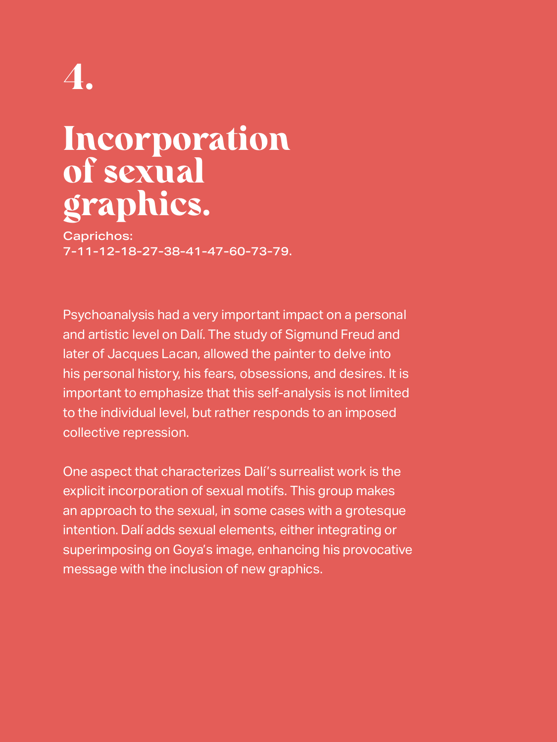# 4.

# Incorporation of sexual graphics.

Caprichos:
7-11-12-18-27-38-41-47-60-73-79.

Psychoanalysis had a very important impact on a personal and artistic level on Dalí. The study of Sigmund Freud and later of Jacques Lacan, allowed the painter to delve into his personal history, his fears, obsessions, and desires. It is important to emphasize that this self-analysis is not limited to the individual level, but rather responds to an imposed collective repression.

One aspect that characterizes Dalí's surrealist work is the explicit incorporation of sexual motifs. This group makes an approach to the sexual, in some cases with a grotesque intention. Dalí adds sexual elements, either integrating or superimposing on Goya's image, enhancing his provocative message with the inclusion of new graphics.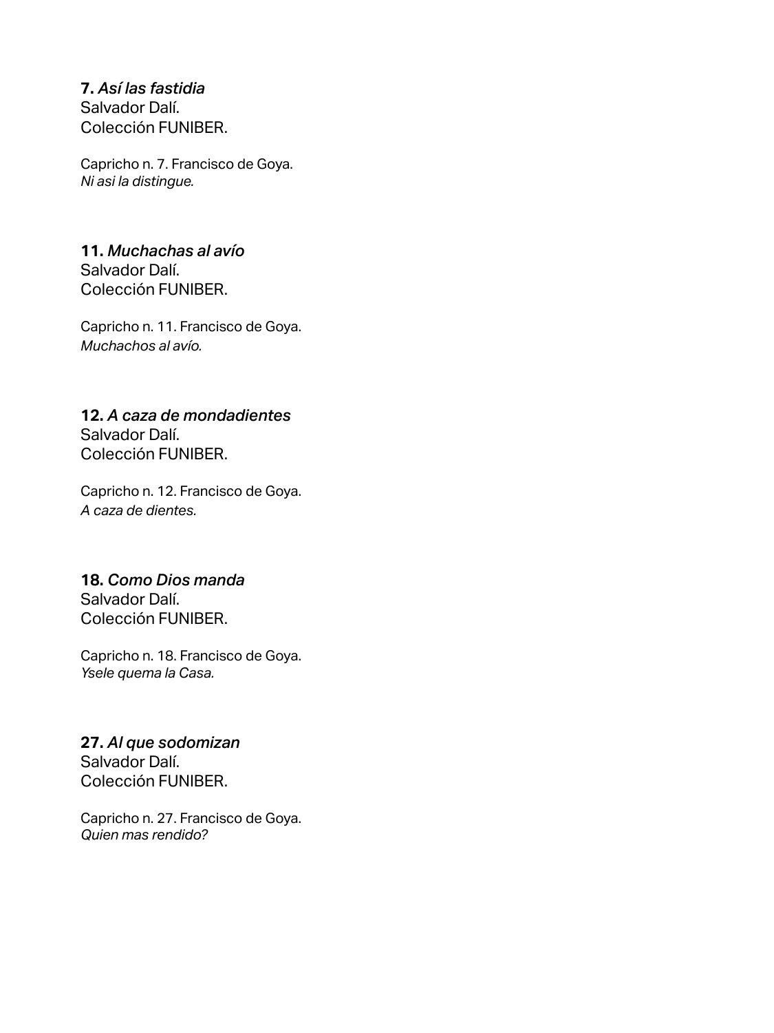**7.** *Así las fastidia*
Salvador Dalí.
Colección FUNIBER.

Capricho n. 7. Francisco de Goya.
*Ni asi la distingue.*

**11.** *Muchachas al avío*
Salvador Dalí.
Colección FUNIBER.

Capricho n. 11. Francisco de Goya.
*Muchachos al avío.*

**12.** *A caza de mondadientes*
Salvador Dalí.
Colección FUNIBER.

Capricho n. 12. Francisco de Goya.
*A caza de dientes.*

**18.** *Como Dios manda*
Salvador Dalí.
Colección FUNIBER.

Capricho n. 18. Francisco de Goya.
*Ysele quema la Casa.*

**27.** *Al que sodomizan*
Salvador Dalí.
Colección FUNIBER.

Capricho n. 27. Francisco de Goya.
*Quien mas rendido?*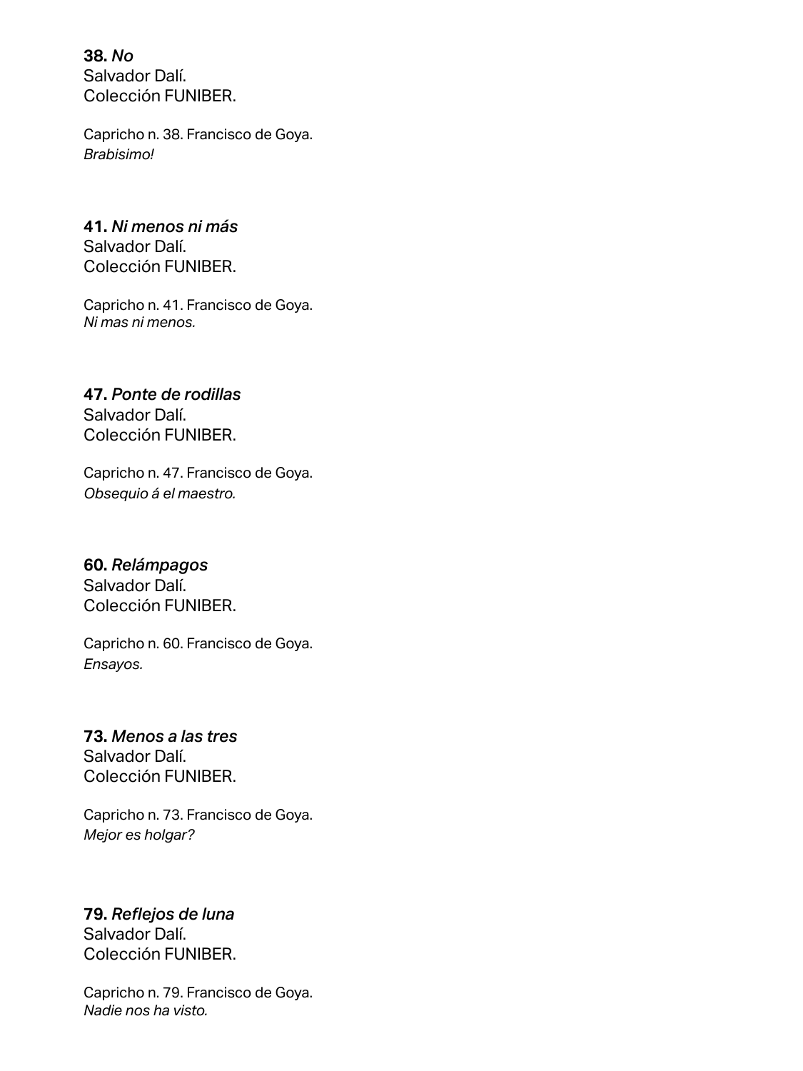**38.** *No*
Salvador Dalí.
Colección FUNIBER.

Capricho n. 38. Francisco de Goya.
*Brabisimo!*

**41.** *Ni menos ni más*
Salvador Dalí.
Colección FUNIBER.

Capricho n. 41. Francisco de Goya.
*Ni mas ni menos.*

**47.** *Ponte de rodillas*
Salvador Dalí.
Colección FUNIBER.

Capricho n. 47. Francisco de Goya.
*Obsequio á el maestro.*

**60.** *Relámpagos*
Salvador Dalí.
Colección FUNIBER.

Capricho n. 60. Francisco de Goya.
*Ensayos.*

**73.** *Menos a las tres*
Salvador Dalí.
Colección FUNIBER.

Capricho n. 73. Francisco de Goya.
*Mejor es holgar?*

**79.** *Reflejos de luna*
Salvador Dalí.
Colección FUNIBER.

Capricho n. 79. Francisco de Goya.
*Nadie nos ha visto.*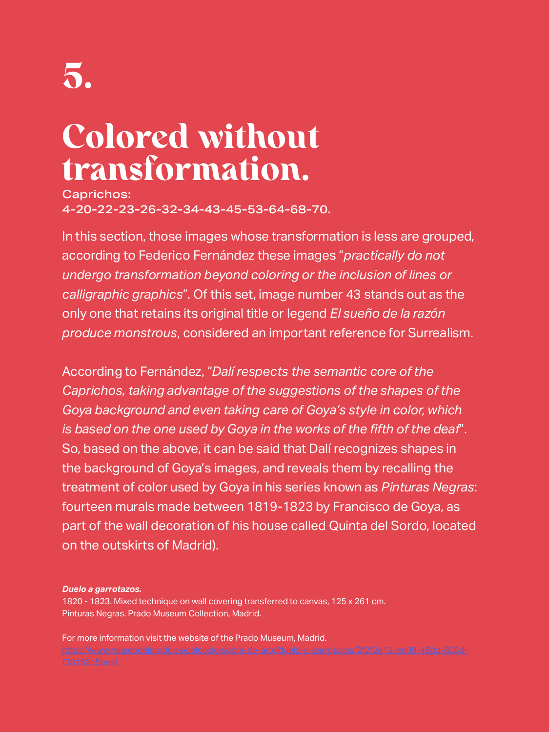# 5.

# Colored without transformation.

**Caprichos: 4-20-22-23-26-32-34-43-45-53-64-68-70.**

In this section, those images whose transformation is less are grouped, according to Federico Fernández these images "*practically do not undergo transformation beyond coloring or the inclusion of lines or calligraphic graphics*". Of this set, image number 43 stands out as the only one that retains its original title or legend *El sueño de la razón produce monstrous*, considered an important reference for Surrealism.

According to Fernández, "*Dalí respects the semantic core of the Caprichos, taking advantage of the suggestions of the shapes of the Goya background and even taking care of Goya's style in color, which is based on the one used by Goya in the works of the fifth of the deaf*". So, based on the above, it can be said that Dalí recognizes shapes in the background of Goya's images, and reveals them by recalling the treatment of color used by Goya in his series known as *Pinturas Negras*: fourteen murals made between 1819-1823 by Francisco de Goya, as part of the wall decoration of his house called Quinta del Sordo, located on the outskirts of Madrid).

***Duelo a garrotazos.***
1820 - 1823. Mixed technique on wall covering transferred to canvas, 125 x 261 cm.
Pinturas Negras. Prado Museum Collection, Madrid.

For more information visit the website of the Prado Museum, Madrid.
https://www.museodelprado.es/coleccion/obra-de-arte/duelo-a-garrotazos/2f2f2e12-ed09-45dd-805d-f38162c5beaf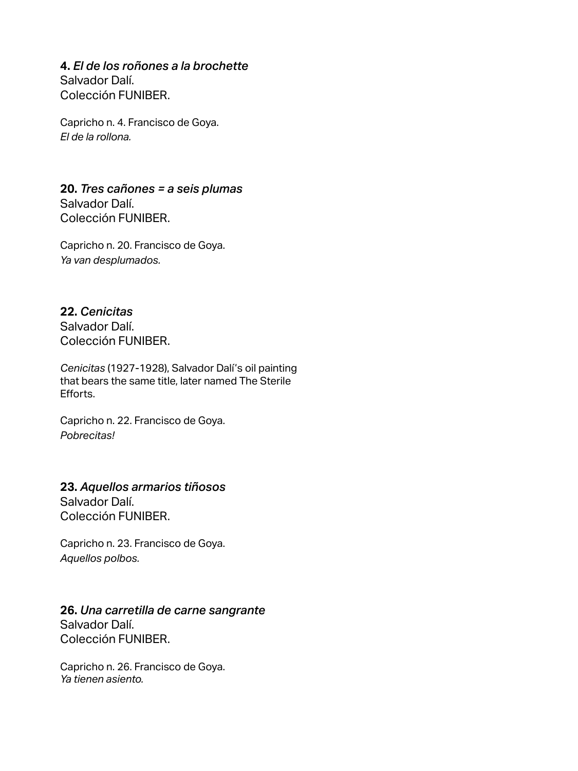**4.** ***El de los roñones a la brochette***
Salvador Dalí.
Colección FUNIBER.

Capricho n. 4. Francisco de Goya.
*El de la rollona.*

**20.** ***Tres cañones = a seis plumas***
Salvador Dalí.
Colección FUNIBER.

Capricho n. 20. Francisco de Goya.
*Ya van desplumados.*

**22.** ***Cenicitas***
Salvador Dalí.
Colección FUNIBER.

*Cenicitas* (1927-1928), Salvador Dalí's oil painting that bears the same title, later named The Sterile Efforts.

Capricho n. 22. Francisco de Goya.
*Pobrecitas!*

**23.** ***Aquellos armarios tiñosos***
Salvador Dalí.
Colección FUNIBER.

Capricho n. 23. Francisco de Goya.
*Aquellos polbos.*

**26.** ***Una carretilla de carne sangrante***
Salvador Dalí.
Colección FUNIBER.

Capricho n. 26. Francisco de Goya.
*Ya tienen asiento.*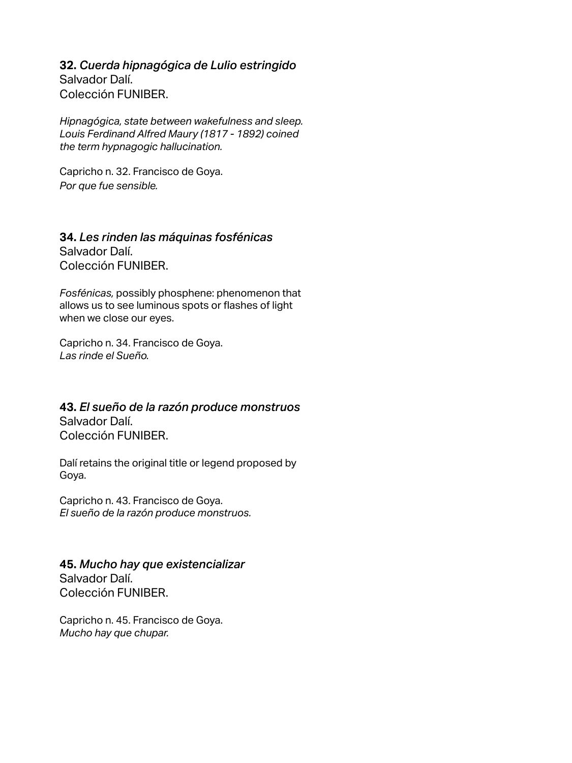**32.** *Cuerda hipnagógica de Lulio estringido*
Salvador Dalí.
Colección FUNIBER.

*Hipnagógica, state between wakefulness and sleep. Louis Ferdinand Alfred Maury (1817 - 1892) coined the term hypnagogic hallucination.*

Capricho n. 32. Francisco de Goya.
*Por que fue sensible.*

**34.** *Les rinden las máquinas fosfénicas*
Salvador Dalí.
Colección FUNIBER.

*Fosfénicas*, possibly phosphene: phenomenon that allows us to see luminous spots or flashes of light when we close our eyes.

Capricho n. 34. Francisco de Goya.
*Las rinde el Sueño.*

**43.** *El sueño de la razón produce monstruos*
Salvador Dalí.
Colección FUNIBER.

Dalí retains the original title or legend proposed by Goya.

Capricho n. 43. Francisco de Goya.
*El sueño de la razón produce monstruos.*

**45.** *Mucho hay que existencializar*
Salvador Dalí.
Colección FUNIBER.

Capricho n. 45. Francisco de Goya.
*Mucho hay que chupar.*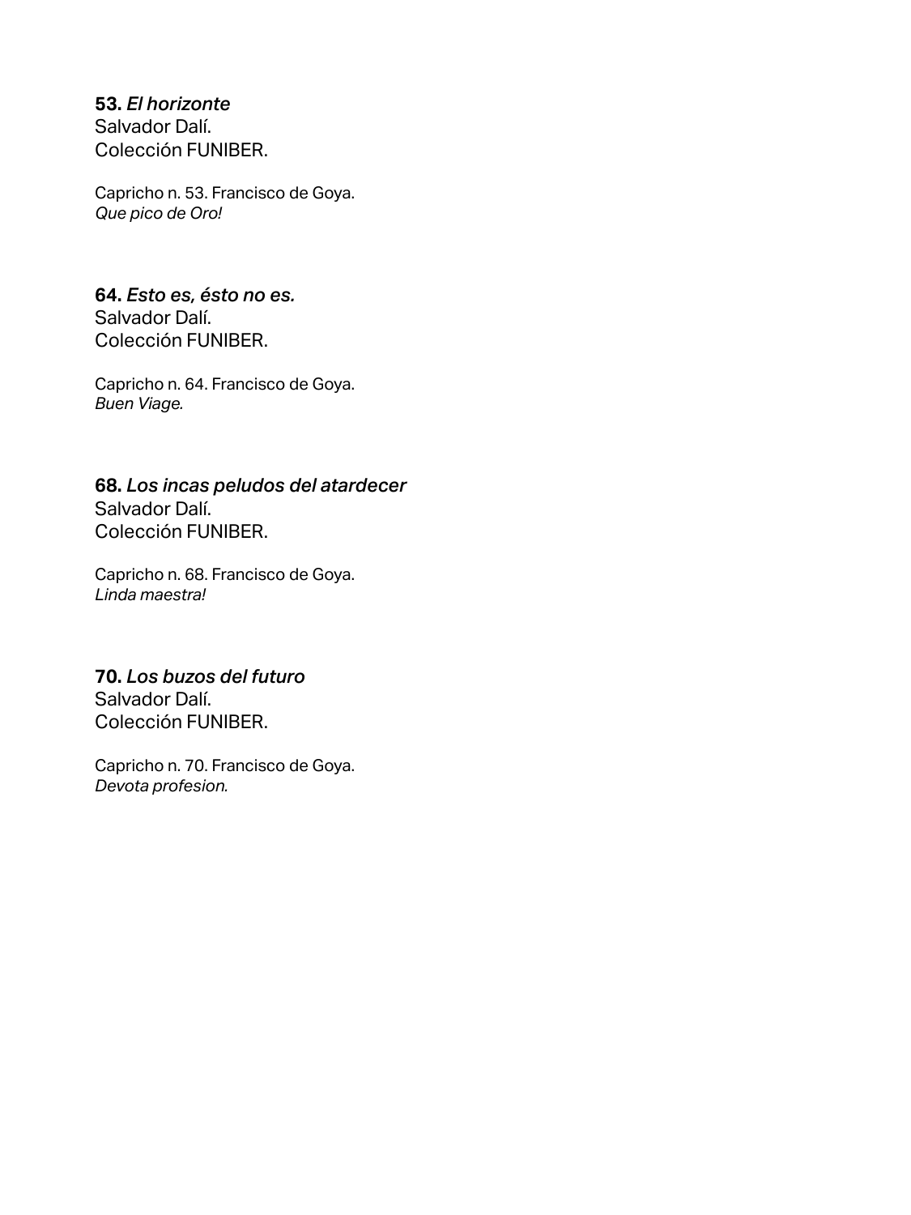**53.** *El horizonte*
Salvador Dalí.
Colección FUNIBER.

Capricho n. 53. Francisco de Goya.
*Que pico de Oro!*

**64.** *Esto es, ésto no es.*
Salvador Dalí.
Colección FUNIBER.

Capricho n. 64. Francisco de Goya.
*Buen Viage.*

**68.** *Los incas peludos del atardecer*
Salvador Dalí.
Colección FUNIBER.

Capricho n. 68. Francisco de Goya.
*Linda maestra!*

**70.** *Los buzos del futuro*
Salvador Dalí.
Colección FUNIBER.

Capricho n. 70. Francisco de Goya.
*Devota profesion.*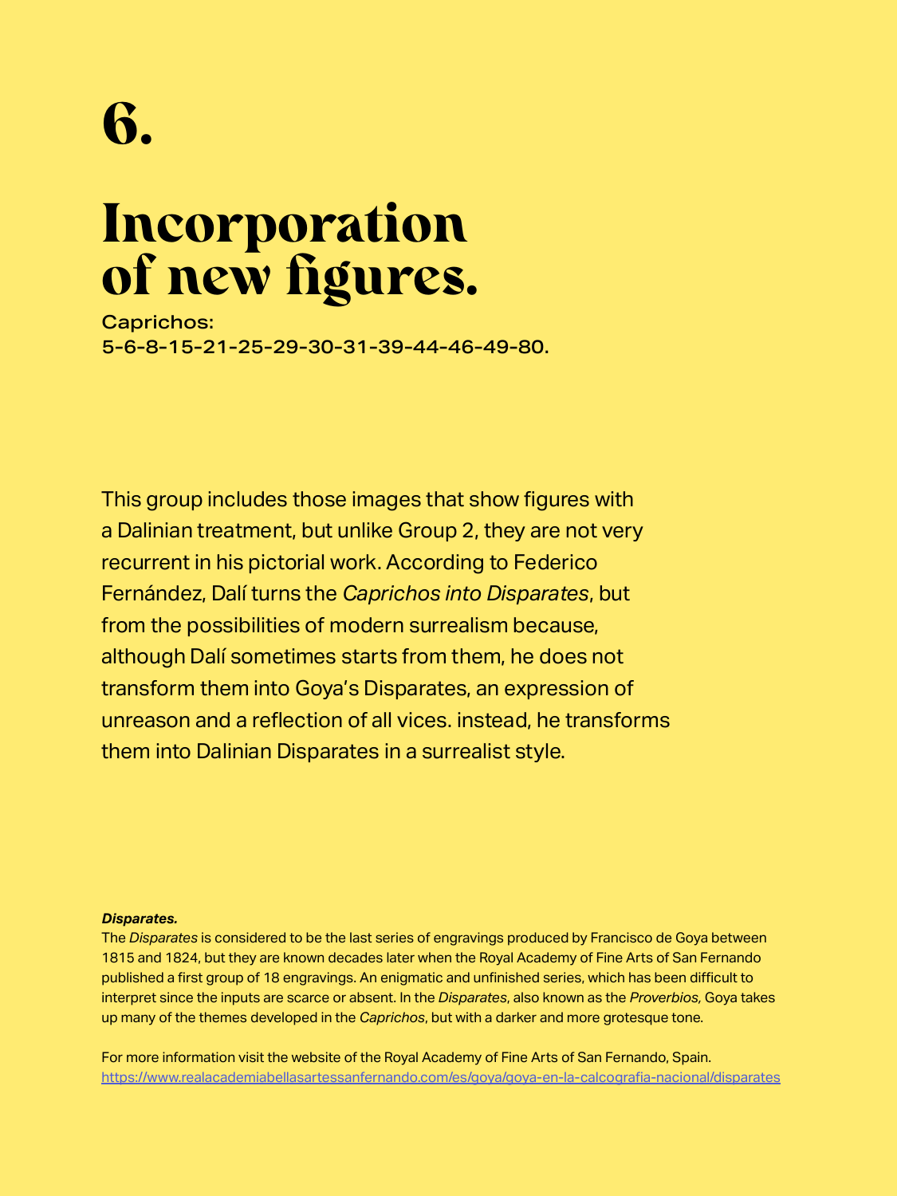# 6.

# Incorporation of new figures.

Caprichos:
5-6-8-15-21-25-29-30-31-39-44-46-49-80.

This group includes those images that show figures with a Dalinian treatment, but unlike Group 2, they are not very recurrent in his pictorial work. According to Federico Fernández, Dalí turns the *Caprichos into Disparates*, but from the possibilities of modern surrealism because, although Dalí sometimes starts from them, he does not transform them into Goya's Disparates, an expression of unreason and a reflection of all vices. instead, he transforms them into Dalinian Disparates in a surrealist style.

***Disparates.***
The *Disparates* is considered to be the last series of engravings produced by Francisco de Goya between 1815 and 1824, but they are known decades later when the Royal Academy of Fine Arts of San Fernando published a first group of 18 engravings. An enigmatic and unfinished series, which has been difficult to interpret since the inputs are scarce or absent. In the *Disparates*, also known as the *Proverbios,* Goya takes up many of the themes developed in the *Caprichos*, but with a darker and more grotesque tone.

For more information visit the website of the Royal Academy of Fine Arts of San Fernando, Spain.
https://www.realacademiabellasartessanfernando.com/es/goya/goya-en-la-calcografia-nacional/disparates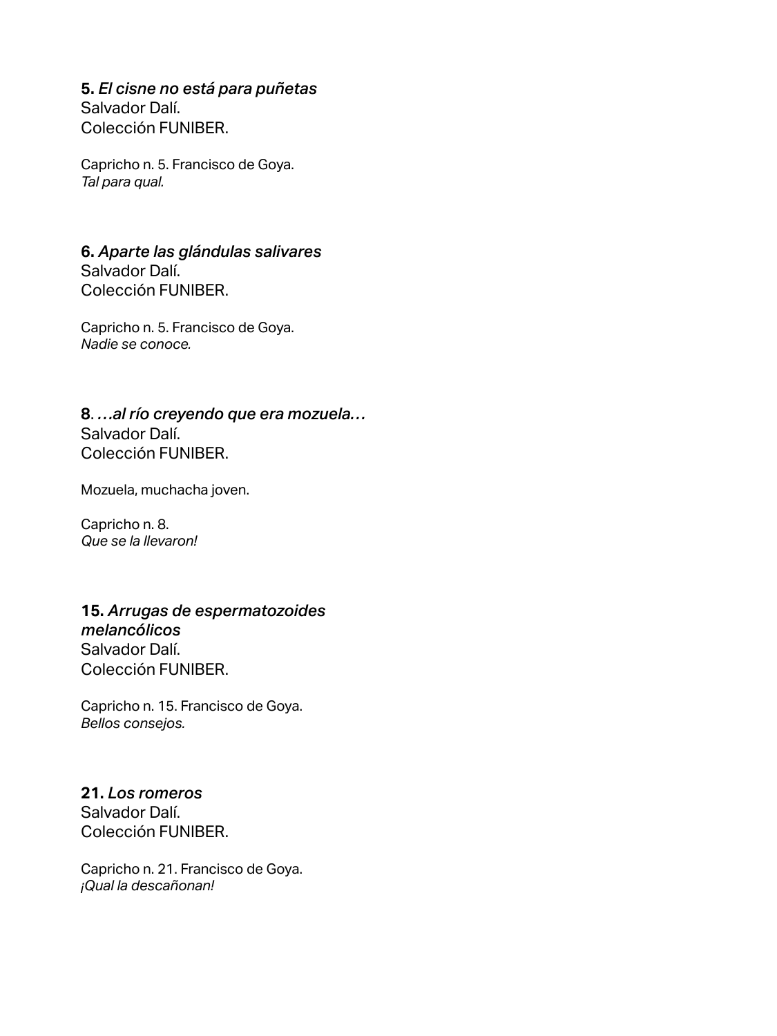**5.** *El cisne no está para puñetas*
Salvador Dalí.
Colección FUNIBER.

Capricho n. 5. Francisco de Goya.
*Tal para qual.*

**6.** *Aparte las glándulas salivares*
Salvador Dalí.
Colección FUNIBER.

Capricho n. 5. Francisco de Goya.
*Nadie se conoce.*

**8**. *…al río creyendo que era mozuela…*
Salvador Dalí.
Colección FUNIBER.

Mozuela, muchacha joven.

Capricho n. 8.
*Que se la llevaron!*

**15.** *Arrugas de espermatozoides melancólicos*
Salvador Dalí.
Colección FUNIBER.

Capricho n. 15. Francisco de Goya.
*Bellos consejos.*

**21.** *Los romeros*
Salvador Dalí.
Colección FUNIBER.

Capricho n. 21. Francisco de Goya.
*¡Qual la descañonan!*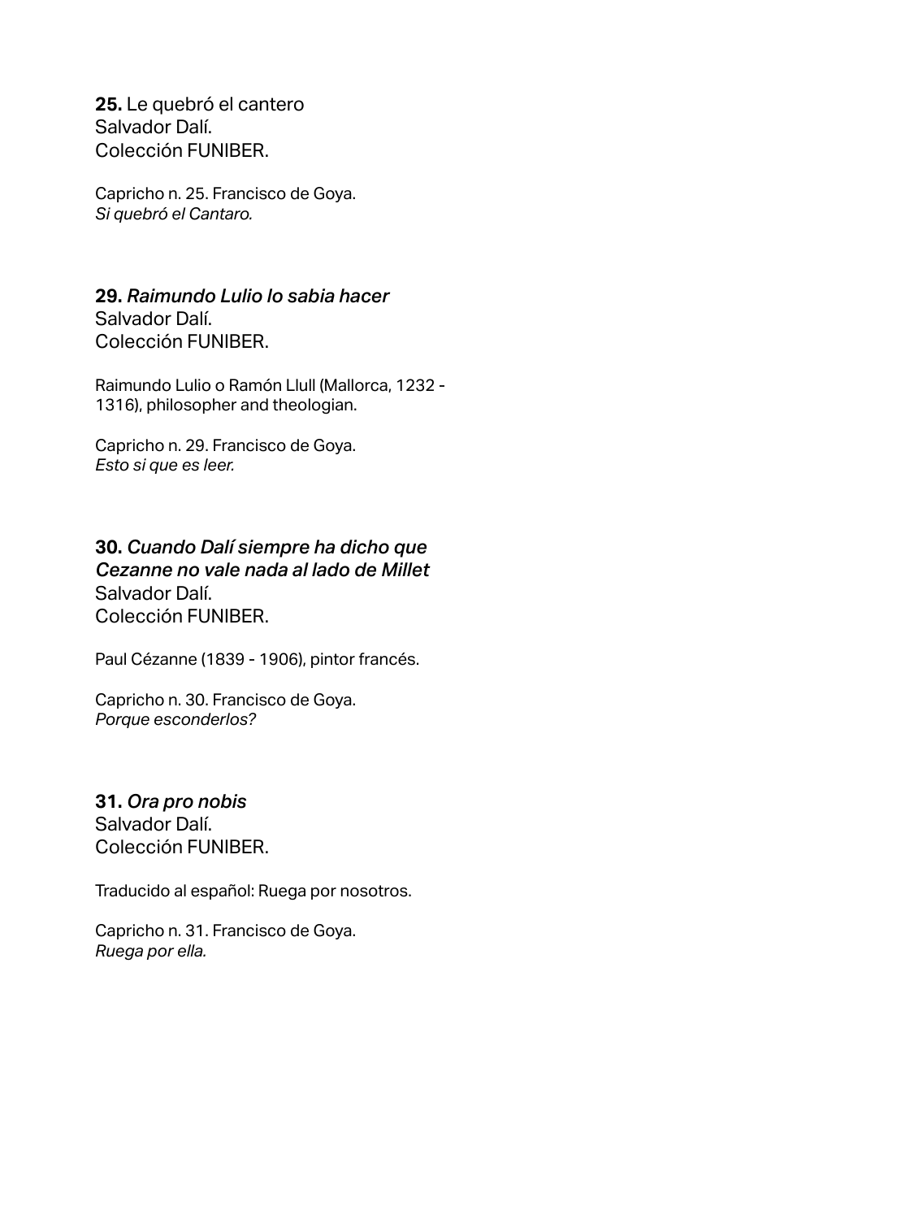**25.** Le quebró el cantero
Salvador Dalí.
Colección FUNIBER.

Capricho n. 25. Francisco de Goya.
*Si quebró el Cantaro.*

**29.** *Raimundo Lulio lo sabia hacer*
Salvador Dalí.
Colección FUNIBER.

Raimundo Lulio o Ramón Llull (Mallorca, 1232 - 1316), philosopher and theologian.

Capricho n. 29. Francisco de Goya.
*Esto si que es leer.*

**30.** *Cuando Dalí siempre ha dicho que Cezanne no vale nada al lado de Millet*
Salvador Dalí.
Colección FUNIBER.

Paul Cézanne (1839 - 1906), pintor francés.

Capricho n. 30. Francisco de Goya.
*Porque esconderlos?*

**31.** *Ora pro nobis*
Salvador Dalí.
Colección FUNIBER.

Traducido al español: Ruega por nosotros.

Capricho n. 31. Francisco de Goya.
*Ruega por ella.*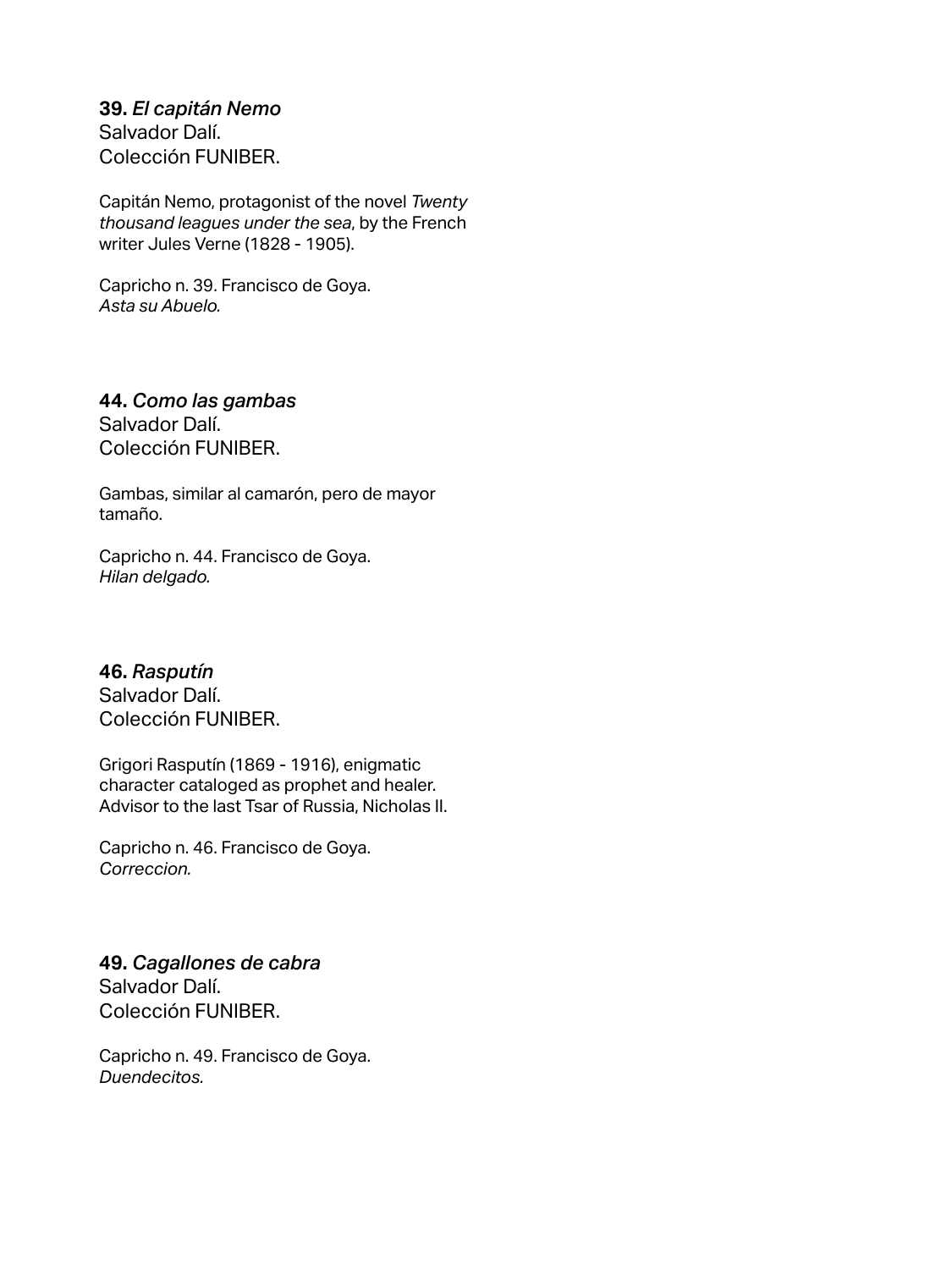**39.** ***El capitán Nemo***
Salvador Dalí.
Colección FUNIBER.

Capitán Nemo, protagonist of the novel *Twenty thousand leagues under the sea*, by the French writer Jules Verne (1828 - 1905).

Capricho n. 39. Francisco de Goya.
*Asta su Abuelo.*

**44.** ***Como las gambas***
Salvador Dalí.
Colección FUNIBER.

Gambas, similar al camarón, pero de mayor tamaño.

Capricho n. 44. Francisco de Goya.
*Hilan delgado.*

**46.** ***Rasputín***
Salvador Dalí.
Colección FUNIBER.

Grigori Rasputín (1869 - 1916), enigmatic character cataloged as prophet and healer. Advisor to the last Tsar of Russia, Nicholas II.

Capricho n. 46. Francisco de Goya.
*Correccion.*

**49.** ***Cagallones de cabra***
Salvador Dalí.
Colección FUNIBER.

Capricho n. 49. Francisco de Goya.
*Duendecitos.*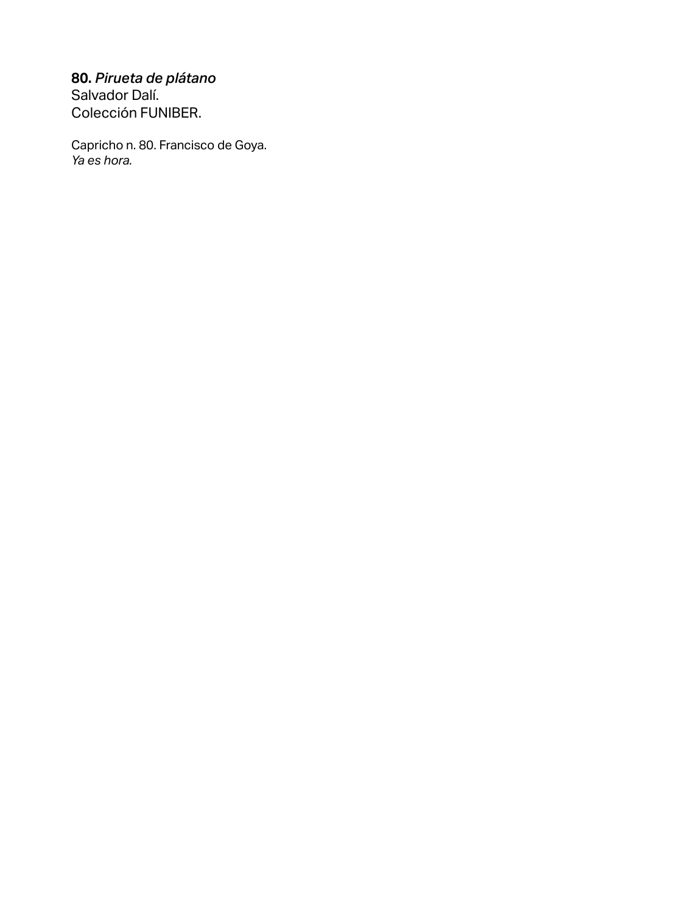**80.** *Pirueta de plátano*
Salvador Dalí.
Colección FUNIBER.

Capricho n. 80. Francisco de Goya.
*Ya es hora.*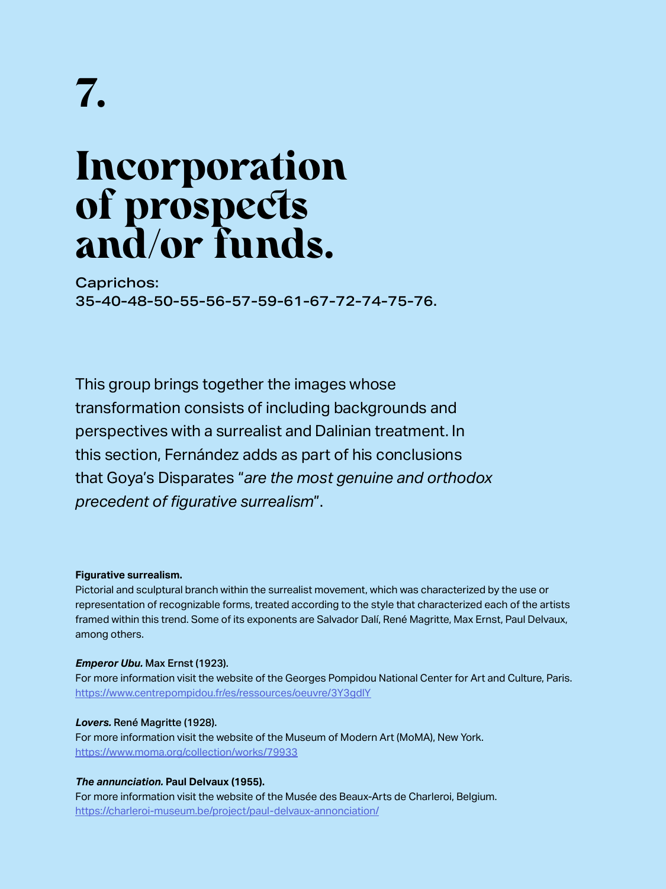# 7.

# Incorporation of prospects and/or funds.

Caprichos:
35-40-48-50-55-56-57-59-61-67-72-74-75-76.

This group brings together the images whose transformation consists of including backgrounds and perspectives with a surrealist and Dalinian treatment. In this section, Fernández adds as part of his conclusions that Goya's Disparates "*are the most genuine and orthodox precedent of figurative surrealism*".

**Figurative surrealism.**
Pictorial and sculptural branch within the surrealist movement, which was characterized by the use or representation of recognizable forms, treated according to the style that characterized each of the artists framed within this trend. Some of its exponents are Salvador Dalí, René Magritte, Max Ernst, Paul Delvaux, among others.

***Emperor Ubu.*** **Max Ernst (1923).**
For more information visit the website of the Georges Pompidou National Center for Art and Culture, Paris.
https://www.centrepompidou.fr/es/ressources/oeuvre/3Y3gdlY

***Lovers.*** **René Magritte (1928).**
For more information visit the website of the Museum of Modern Art (MoMA), New York.
https://www.moma.org/collection/works/79933

***The annunciation.*** **Paul Delvaux (1955).**
For more information visit the website of the Musée des Beaux-Arts de Charleroi, Belgium.
https://charleroi-museum.be/project/paul-delvaux-annonciation/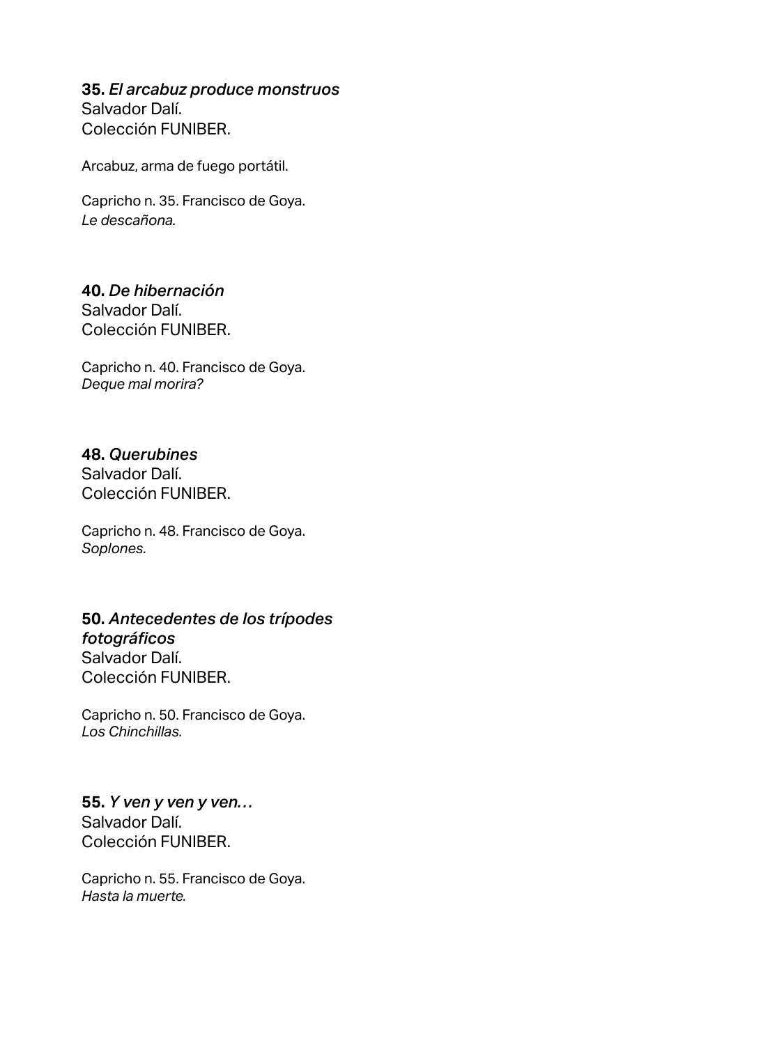**35.** ***El arcabuz produce monstruos***
Salvador Dalí.
Colección FUNIBER.

Arcabuz, arma de fuego portátil.

Capricho n. 35. Francisco de Goya.
*Le descañona.*

**40.** ***De hibernación***
Salvador Dalí.
Colección FUNIBER.

Capricho n. 40. Francisco de Goya.
*Deque mal morira?*

**48.** ***Querubines***
Salvador Dalí.
Colección FUNIBER.

Capricho n. 48. Francisco de Goya.
*Soplones.*

**50.** ***Antecedentes de los trípodes fotográficos***
Salvador Dalí.
Colección FUNIBER.

Capricho n. 50. Francisco de Goya.
*Los Chinchillas.*

**55.** ***Y ven y ven y ven…***
Salvador Dalí.
Colección FUNIBER.

Capricho n. 55. Francisco de Goya.
*Hasta la muerte.*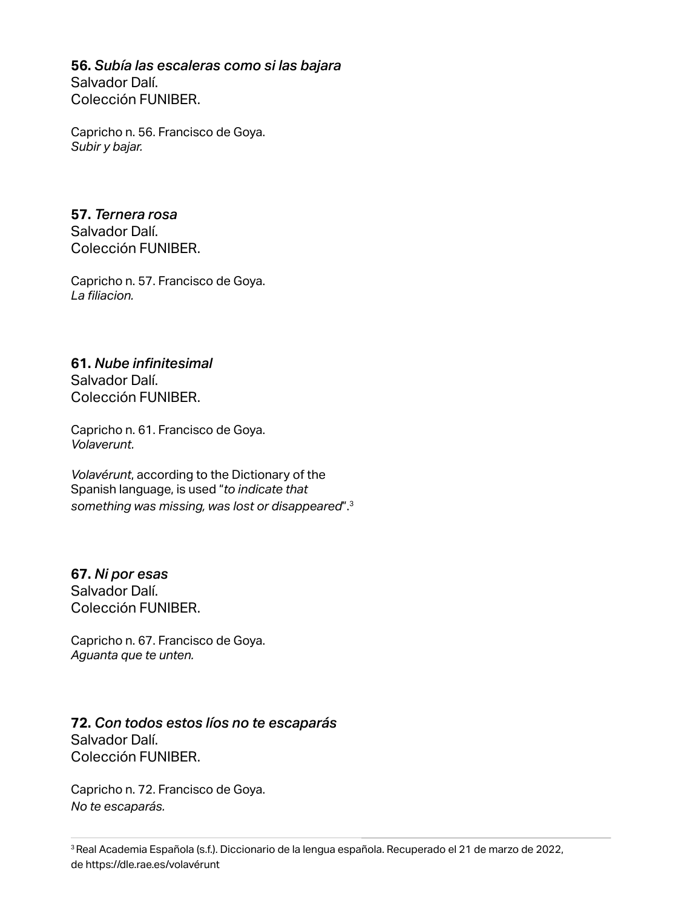**56.** *Subía las escaleras como si las bajara*
Salvador Dalí.
Colección FUNIBER.

Capricho n. 56. Francisco de Goya.
*Subir y bajar.*

**57.** *Ternera rosa*
Salvador Dalí.
Colección FUNIBER.

Capricho n. 57. Francisco de Goya.
*La filiacion.*

**61.** *Nube infinitesimal*
Salvador Dalí.
Colección FUNIBER.

Capricho n. 61. Francisco de Goya.
*Volaverunt.*

*Volavérunt*, according to the Dictionary of the Spanish language, is used "*to indicate that something was missing, was lost or disappeared*".[3]

**67.** *Ni por esas*
Salvador Dalí.
Colección FUNIBER.

Capricho n. 67. Francisco de Goya.
*Aguanta que te unten.*

**72.** *Con todos estos líos no te escaparás*
Salvador Dalí.
Colección FUNIBER.

Capricho n. 72. Francisco de Goya.
*No te escaparás.*

---

[3] Real Academia Española (s.f.). Diccionario de la lengua española. Recuperado el 21 de marzo de 2022, de https://dle.rae.es/volavérunt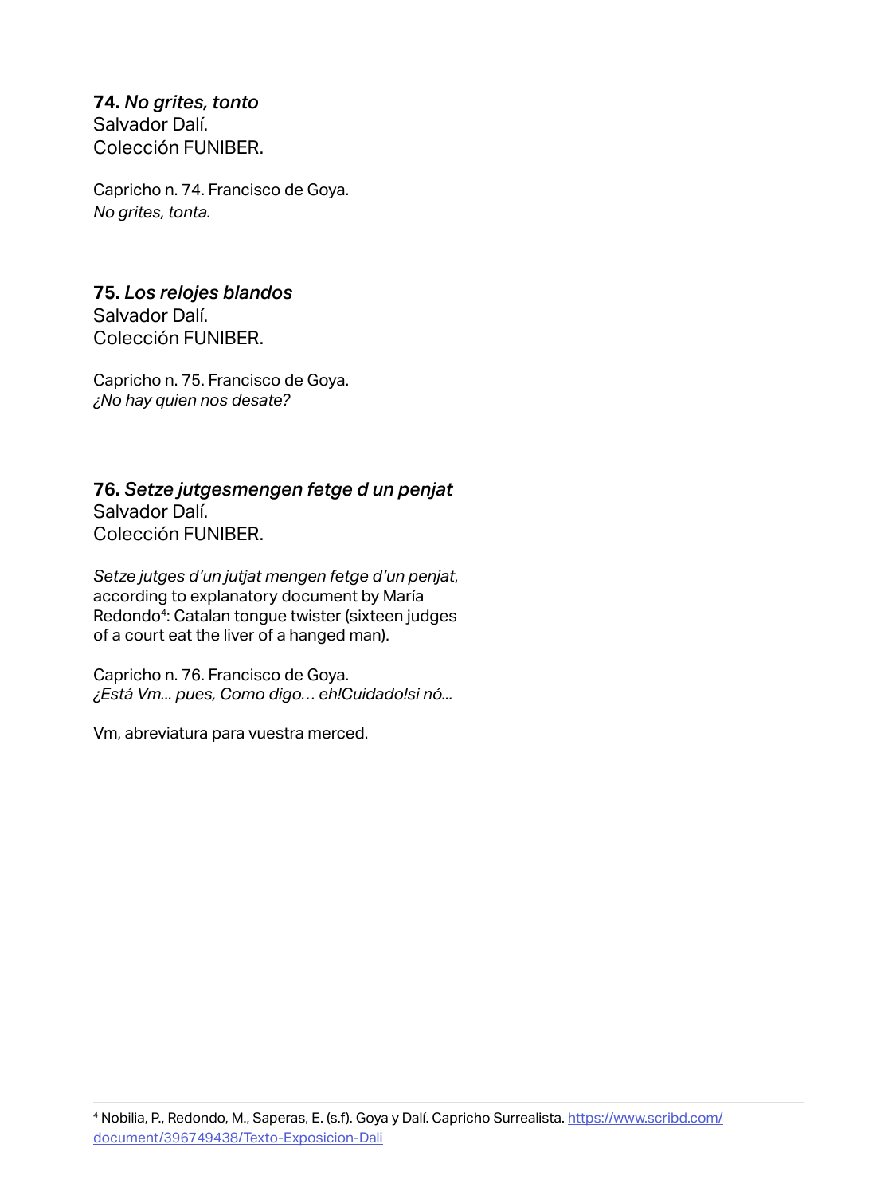**74.** ***No grites, tonto***
Salvador Dalí.
Colección FUNIBER.

Capricho n. 74. Francisco de Goya.
*No grites, tonta.*

**75.** ***Los relojes blandos***
Salvador Dalí.
Colección FUNIBER.

Capricho n. 75. Francisco de Goya.
*¿No hay quien nos desate?*

**76.** ***Setze jutgesmengen fetge d un penjat***
Salvador Dalí.
Colección FUNIBER.

*Setze jutges d'un jutjat mengen fetge d'un penjat*, according to explanatory document by María Redondo[4]: Catalan tongue twister (sixteen judges of a court eat the liver of a hanged man).

Capricho n. 76. Francisco de Goya.
*¿Está Vm... pues, Como digo… eh!Cuidado!si nó...*

Vm, abreviatura para vuestra merced.

---

[4] Nobilia, P., Redondo, M., Saperas, E. (s.f). Goya y Dalí. Capricho Surrealista. [https://www.scribd.com/document/396749438/Texto-Exposicion-Dali](https://www.scribd.com/document/396749438/Texto-Exposicion-Dali)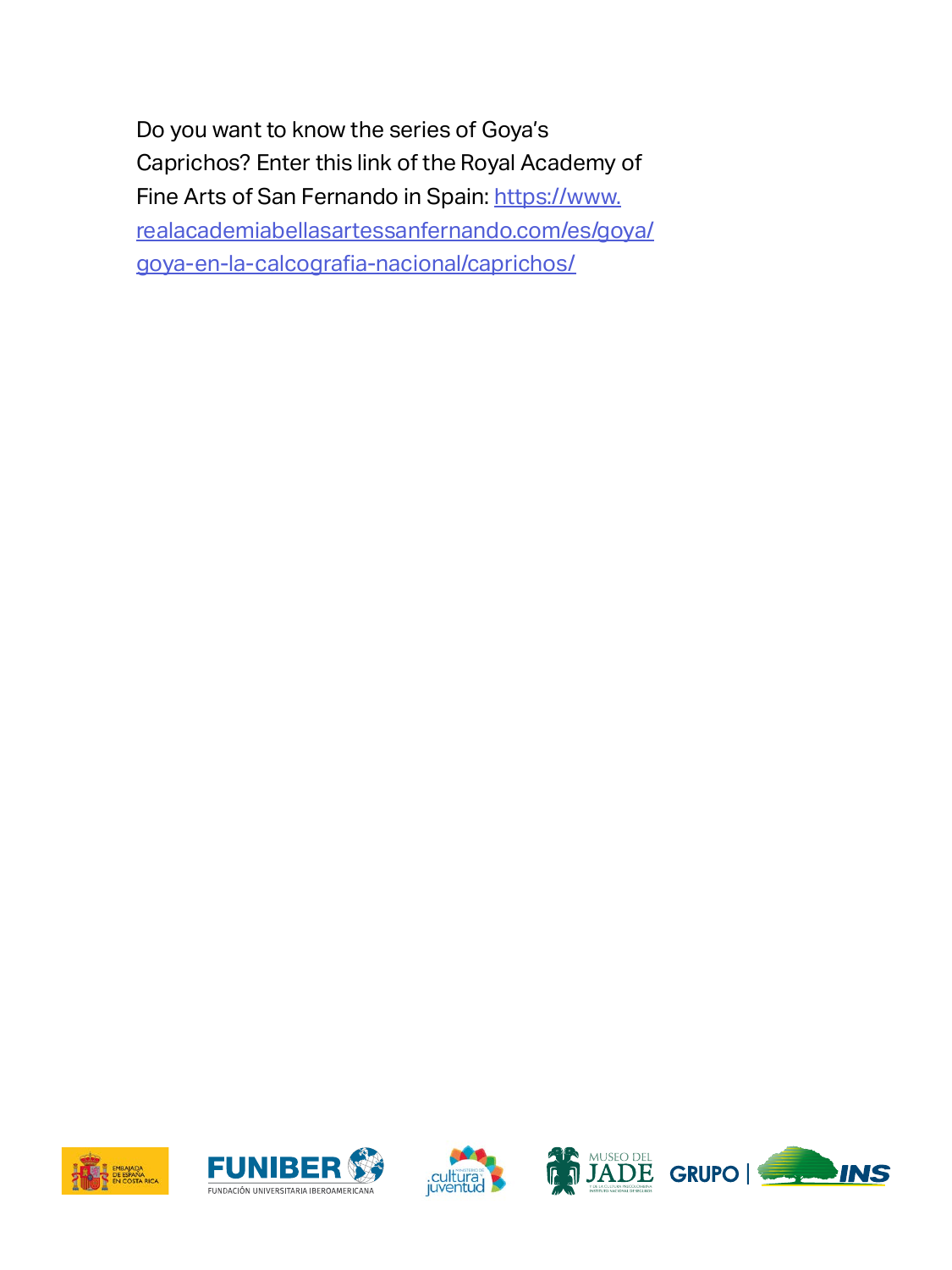Do you want to know the series of Goya's Caprichos? Enter this link of the Royal Academy of Fine Arts of San Fernando in Spain: [https://www.realacademiabellasartessanfernando.com/es/goya/goya-en-la-calcografia-nacional/caprichos/](https://www.realacademiabellasartessanfernando.com/es/goya/goya-en-la-calcografia-nacional/caprichos/)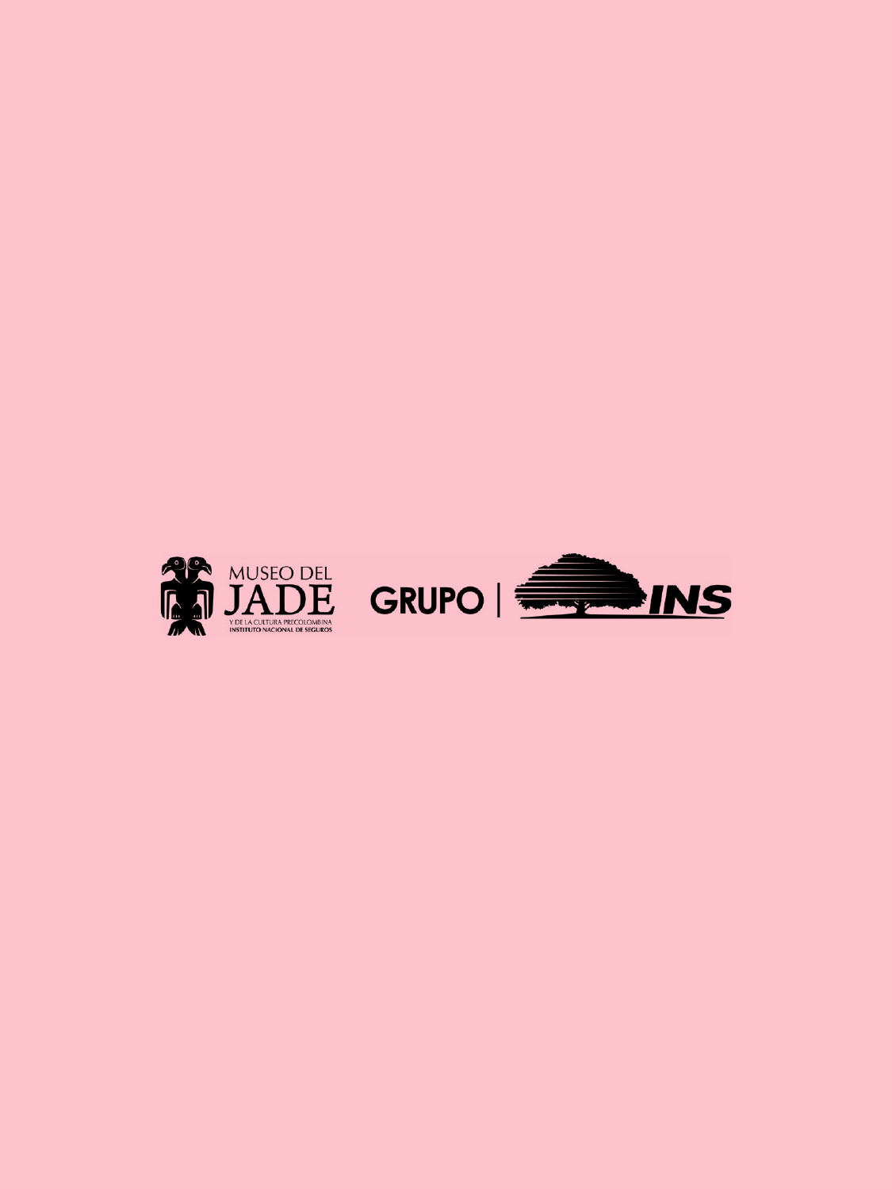MUSEO DEL JADE

Y DE LA CULTURA PRECOLOMBINA

INSTITUTO NACIONAL DE SEGUROS

GRUPO | INS